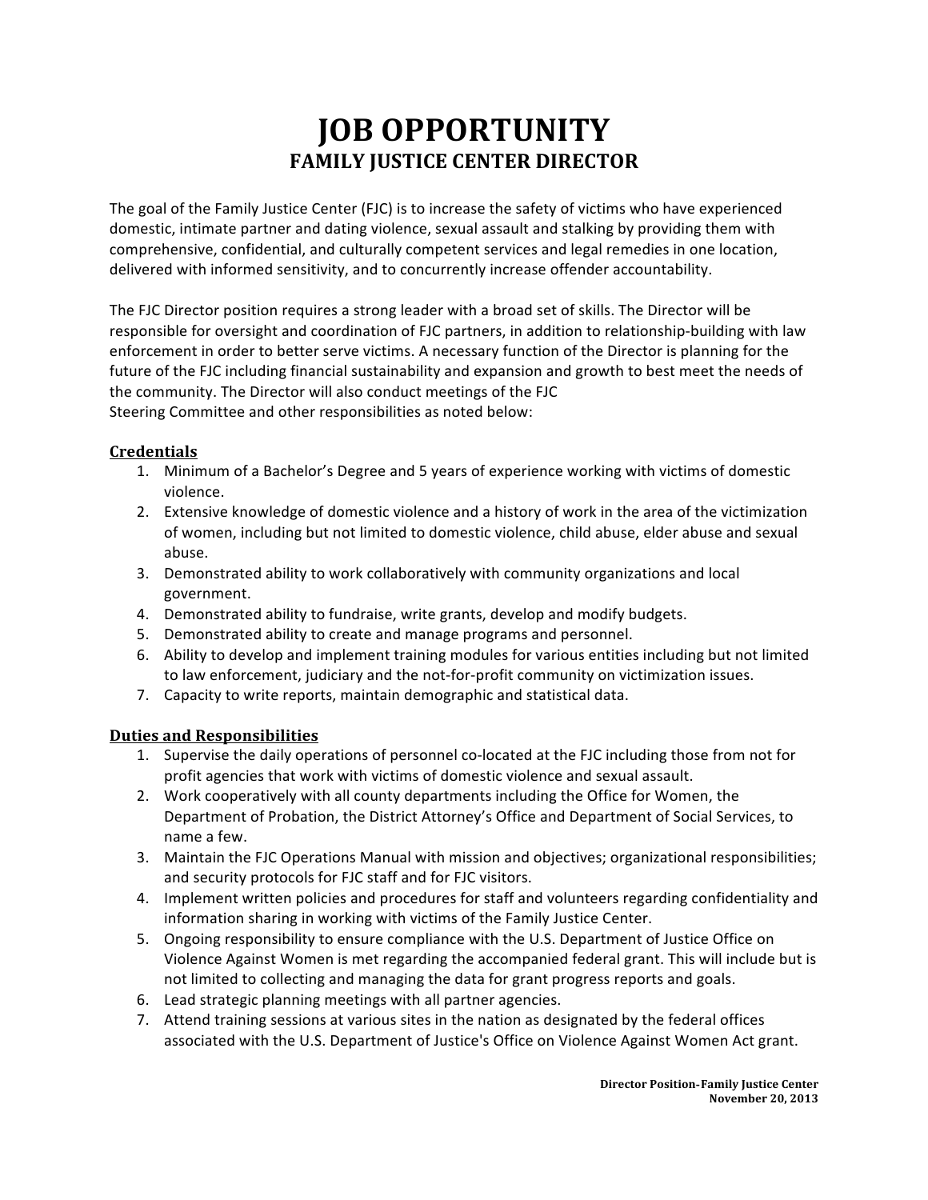# JOB OPPORTUNITY

## FAMILY JUSTICE CENTER DIRECTOR

The goal of the Family Justice Center (FJC) is to increase the safety of victims who have experienced domestic, intimate partner and dating violence, sexual assault and stalking by providing them with comprehensive, confidential, and culturally competent services and legal remedies in one location, delivered with informed sensitivity, and to concurrently increase offender accountability.

The FJC Director position requires a strong leader with a broad set of skills. The Director will be responsible for oversight and coordination of FJC partners, in addition to relationship-building with law enforcement in order to better serve victims. A necessary function of the Director is planning for the future of the FJC including financial sustainability and expansion and growth to best meet the needs of the community. The Director will also conduct meetings of the FJC Steering Committee and other responsibilities as noted below:

### Credentials

1. Minimum of a Bachelor's Degree and 5 years of experience working with victims of domestic violence.
2. Extensive knowledge of domestic violence and a history of work in the area of the victimization of women, including but not limited to domestic violence, child abuse, elder abuse and sexual abuse.
3. Demonstrated ability to work collaboratively with community organizations and local government.
4. Demonstrated ability to fundraise, write grants, develop and modify budgets.
5. Demonstrated ability to create and manage programs and personnel.
6. Ability to develop and implement training modules for various entities including but not limited to law enforcement, judiciary and the not-for-profit community on victimization issues.
7. Capacity to write reports, maintain demographic and statistical data.

### Duties and Responsibilities

1. Supervise the daily operations of personnel co-located at the FJC including those from not for profit agencies that work with victims of domestic violence and sexual assault.
2. Work cooperatively with all county departments including the Office for Women, the Department of Probation, the District Attorney's Office and Department of Social Services, to name a few.
3. Maintain the FJC Operations Manual with mission and objectives; organizational responsibilities; and security protocols for FJC staff and for FJC visitors.
4. Implement written policies and procedures for staff and volunteers regarding confidentiality and information sharing in working with victims of the Family Justice Center.
5. Ongoing responsibility to ensure compliance with the U.S. Department of Justice Office on Violence Against Women is met regarding the accompanied federal grant. This will include but is not limited to collecting and managing the data for grant progress reports and goals.
6. Lead strategic planning meetings with all partner agencies.
7. Attend training sessions at various sites in the nation as designated by the federal offices associated with the U.S. Department of Justice's Office on Violence Against Women Act grant.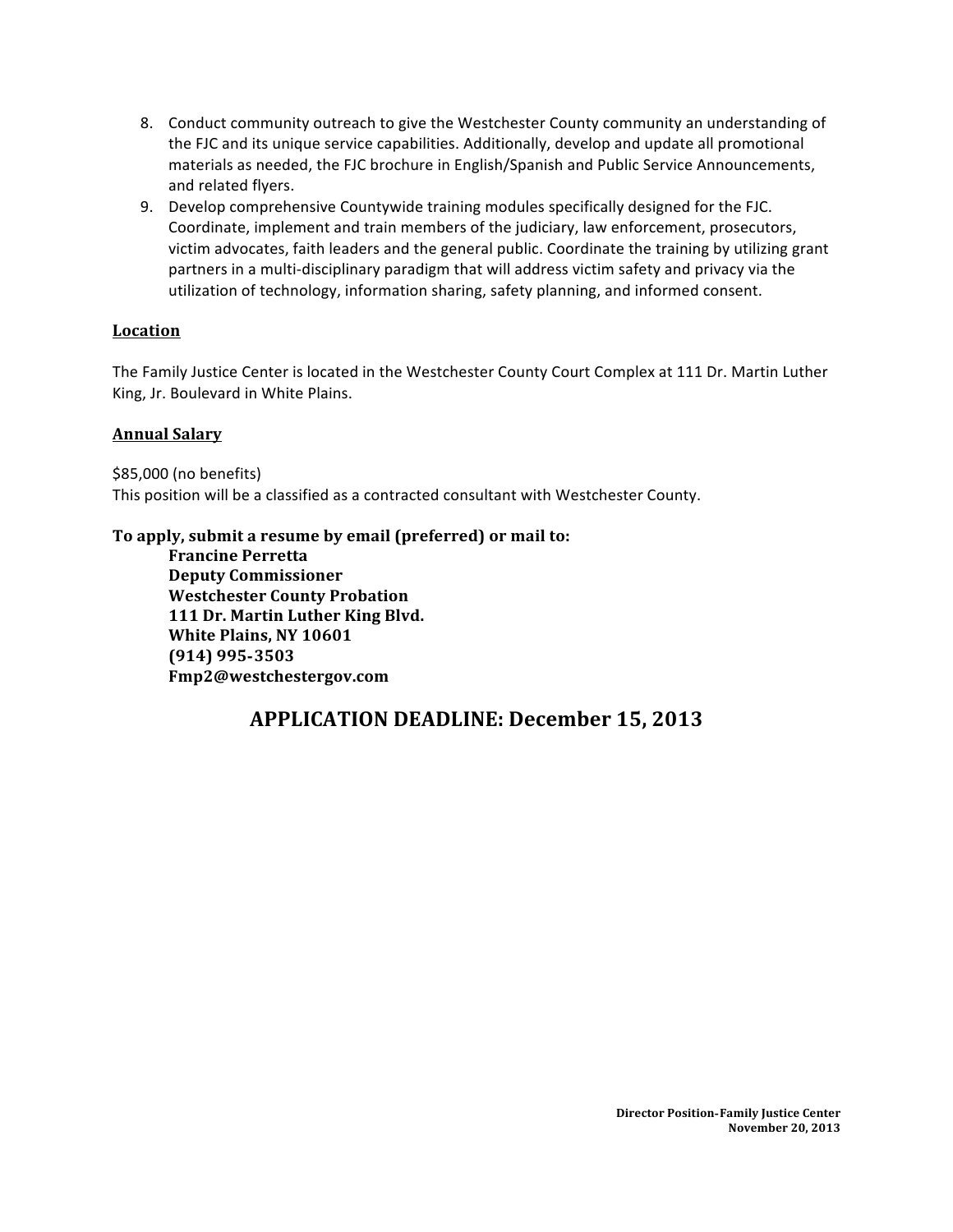8. Conduct community outreach to give the Westchester County community an understanding of the FJC and its unique service capabilities. Additionally, develop and update all promotional materials as needed, the FJC brochure in English/Spanish and Public Service Announcements, and related flyers.
9. Develop comprehensive Countywide training modules specifically designed for the FJC. Coordinate, implement and train members of the judiciary, law enforcement, prosecutors, victim advocates, faith leaders and the general public. Coordinate the training by utilizing grant partners in a multi-disciplinary paradigm that will address victim safety and privacy via the utilization of technology, information sharing, safety planning, and informed consent.

**Location**

The Family Justice Center is located in the Westchester County Court Complex at 111 Dr. Martin Luther King, Jr. Boulevard in White Plains.

**Annual Salary**

$85,000 (no benefits)
This position will be a classified as a contracted consultant with Westchester County.

**To apply, submit a resume by email (preferred) or mail to:**

**Francine Perretta**
**Deputy Commissioner**
**Westchester County Probation**
**111 Dr. Martin Luther King Blvd.**
**White Plains, NY 10601**
**(914) 995-3503**
**Fmp2@westchestergov.com**

## APPLICATION DEADLINE: December 15, 2013

**Director Position-Family Justice Center**
**November 20, 2013**